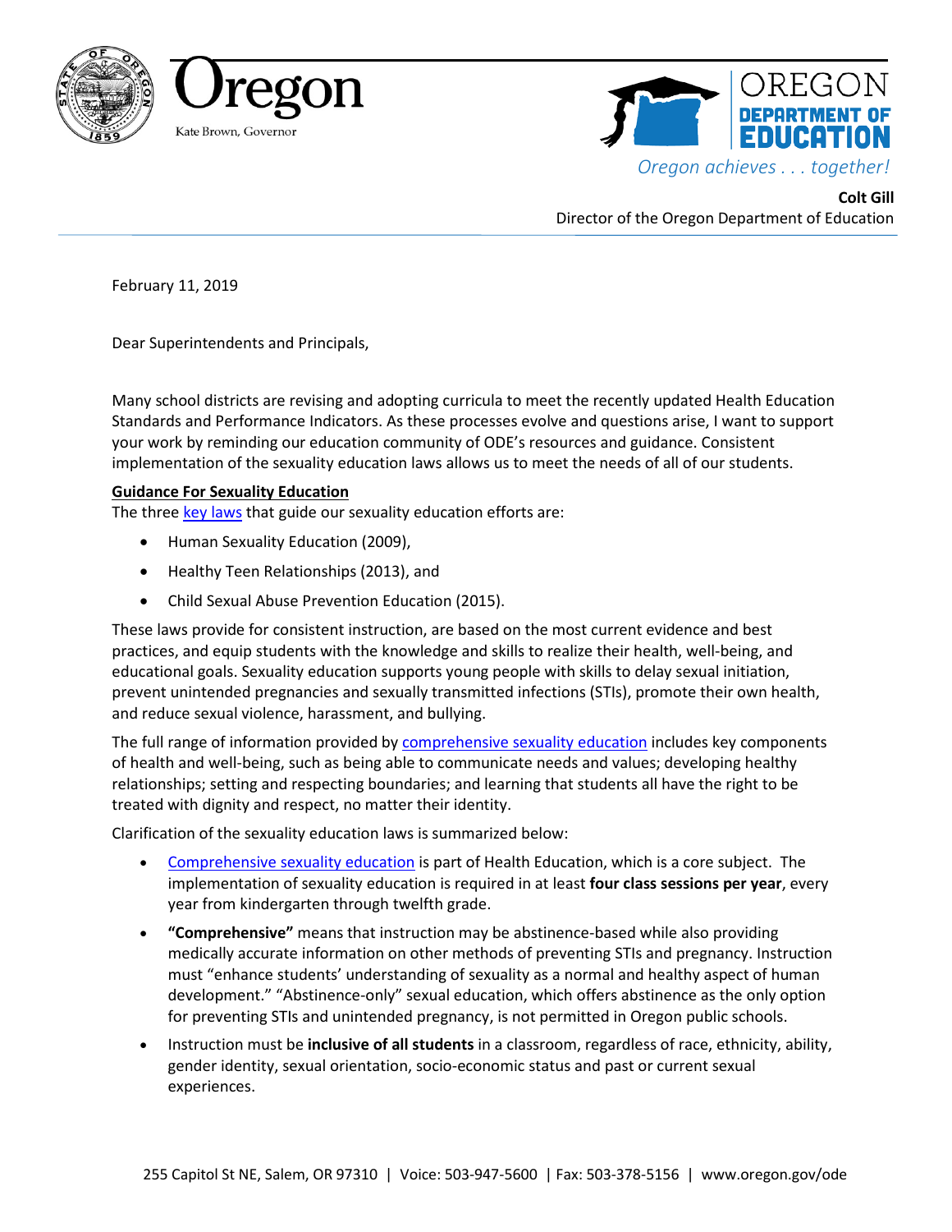Oregon

Kate Brown, Governor

OREGON DEPARTMENT OF EDUCATION

*Oregon achieves . . . together!*

**Colt Gill**
Director of the Oregon Department of Education

February 11, 2019

Dear Superintendents and Principals,

Many school districts are revising and adopting curricula to meet the recently updated Health Education Standards and Performance Indicators. As these processes evolve and questions arise, I want to support your work by reminding our education community of ODE's resources and guidance. Consistent implementation of the sexuality education laws allows us to meet the needs of all of our students.

**Guidance For Sexuality Education**

The three key laws that guide our sexuality education efforts are:

- Human Sexuality Education (2009),
- Healthy Teen Relationships (2013), and
- Child Sexual Abuse Prevention Education (2015).

These laws provide for consistent instruction, are based on the most current evidence and best practices, and equip students with the knowledge and skills to realize their health, well-being, and educational goals. Sexuality education supports young people with skills to delay sexual initiation, prevent unintended pregnancies and sexually transmitted infections (STIs), promote their own health, and reduce sexual violence, harassment, and bullying.

The full range of information provided by comprehensive sexuality education includes key components of health and well-being, such as being able to communicate needs and values; developing healthy relationships; setting and respecting boundaries; and learning that students all have the right to be treated with dignity and respect, no matter their identity.

Clarification of the sexuality education laws is summarized below:

- Comprehensive sexuality education is part of Health Education, which is a core subject. The implementation of sexuality education is required in at least **four class sessions per year**, every year from kindergarten through twelfth grade.
- **"Comprehensive"** means that instruction may be abstinence-based while also providing medically accurate information on other methods of preventing STIs and pregnancy. Instruction must "enhance students' understanding of sexuality as a normal and healthy aspect of human development." "Abstinence-only" sexual education, which offers abstinence as the only option for preventing STIs and unintended pregnancy, is not permitted in Oregon public schools.
- Instruction must be **inclusive of all students** in a classroom, regardless of race, ethnicity, ability, gender identity, sexual orientation, socio-economic status and past or current sexual experiences.

255 Capitol St NE, Salem, OR 97310 | Voice: 503-947-5600 | Fax: 503-378-5156 | www.oregon.gov/ode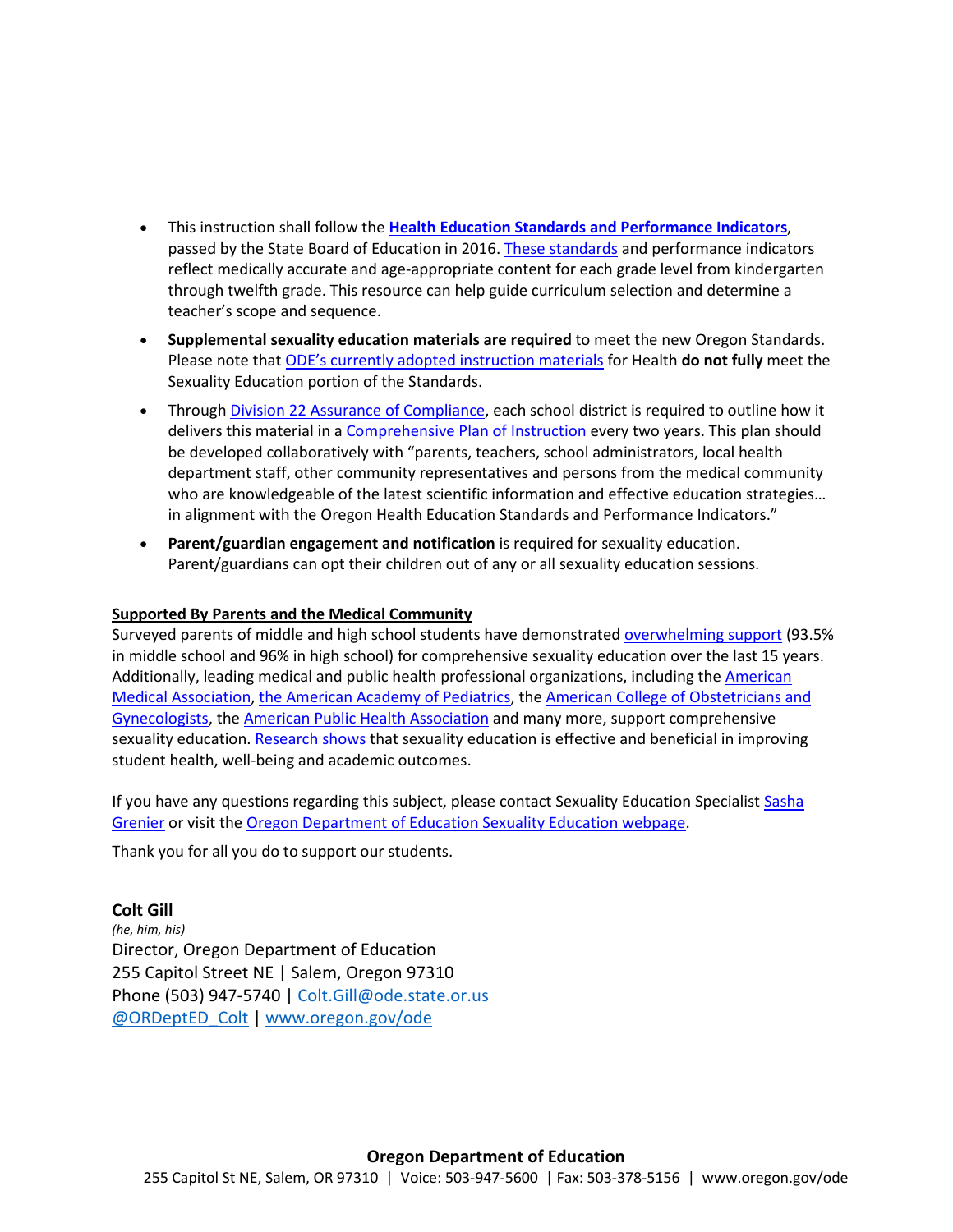- This instruction shall follow the **Health Education Standards and Performance Indicators**, passed by the State Board of Education in 2016. These standards and performance indicators reflect medically accurate and age-appropriate content for each grade level from kindergarten through twelfth grade. This resource can help guide curriculum selection and determine a teacher's scope and sequence.
- **Supplemental sexuality education materials are required** to meet the new Oregon Standards. Please note that ODE's currently adopted instruction materials for Health **do not fully** meet the Sexuality Education portion of the Standards.
- Through Division 22 Assurance of Compliance, each school district is required to outline how it delivers this material in a Comprehensive Plan of Instruction every two years. This plan should be developed collaboratively with "parents, teachers, school administrators, local health department staff, other community representatives and persons from the medical community who are knowledgeable of the latest scientific information and effective education strategies… in alignment with the Oregon Health Education Standards and Performance Indicators."
- **Parent/guardian engagement and notification** is required for sexuality education. Parent/guardians can opt their children out of any or all sexuality education sessions.

**Supported By Parents and the Medical Community**

Surveyed parents of middle and high school students have demonstrated overwhelming support (93.5% in middle school and 96% in high school) for comprehensive sexuality education over the last 15 years. Additionally, leading medical and public health professional organizations, including the American Medical Association, the American Academy of Pediatrics, the American College of Obstetricians and Gynecologists, the American Public Health Association and many more, support comprehensive sexuality education. Research shows that sexuality education is effective and beneficial in improving student health, well-being and academic outcomes.

If you have any questions regarding this subject, please contact Sexuality Education Specialist Sasha Grenier or visit the Oregon Department of Education Sexuality Education webpage.

Thank you for all you do to support our students.

**Colt Gill**
*(he, him, his)*
Director, Oregon Department of Education
255 Capitol Street NE | Salem, Oregon 97310
Phone (503) 947-5740 | Colt.Gill@ode.state.or.us
@ORDeptED_Colt | www.oregon.gov/ode